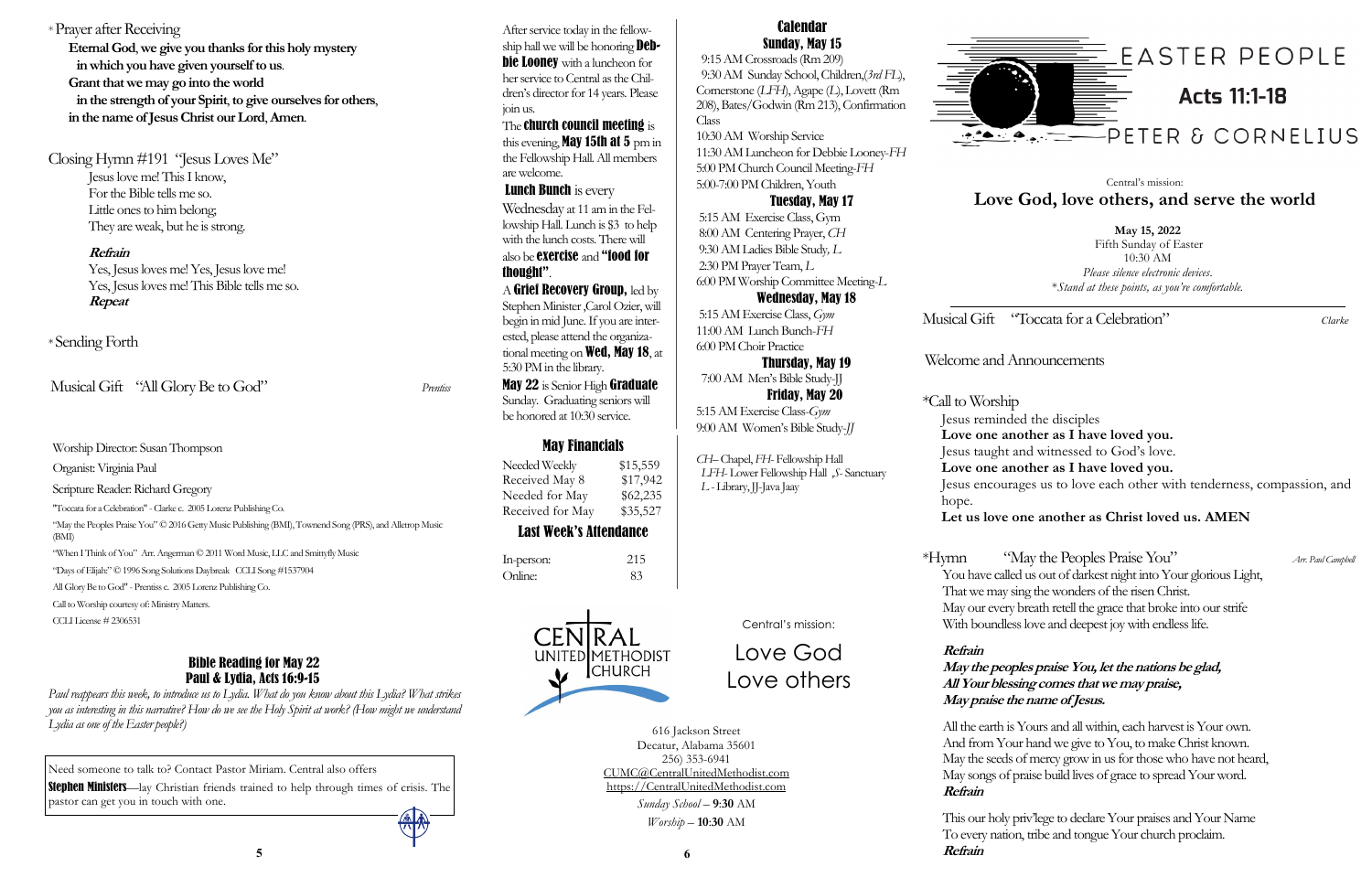\* Prayer after Receiving

**Eternal God, we give you thanks for this holy mystery**
**in which you have given yourself to us.**
**Grant that we may go into the world**
**in the strength of your Spirit, to give ourselves for others,**
**in the name of Jesus Christ our Lord, Amen.**

Closing Hymn #191 "Jesus Loves Me"

Jesus love me! This I know,
For the Bible tells me so.
Little ones to him belong;
They are weak, but he is strong.

***Refrain***

Yes, Jesus loves me! Yes, Jesus love me!
Yes, Jesus loves me! This Bible tells me so.
***Repeat***

\* Sending Forth

Musical Gift "All Glory Be to God" *Prentiss*

Worship Director: Susan Thompson

Organist: Virginia Paul

Scripture Reader: Richard Gregory

"Toccata for a Celebration" - Clarke c. 2005 Lorenz Publishing Co.

"May the Peoples Praise You" © 2016 Getty Music Publishing (BMI), Townend Song (PRS), and Alletrop Music (BMI)

"When I Think of You" Arr. Angerman © 2011 Word Music, LLC and Smittyfly Music

"Days of Elijah" © 1996 Song Solutions Daybreak CCLI Song #1537904

All Glory Be to God" - Prentiss c. 2005 Lorenz Publishing Co.

Call to Worship courtesy of: Ministry Matters.

CCLI License # 2306531

## Bible Reading for May 22
## Paul & Lydia, Acts 16:9-15

*Paul reappears this week, to introduce us to Lydia. What do you know about this Lydia? What strikes you as interesting in this narrative? How do we see the Holy Spirit at work? (How might we understand Lydia as one of the Easter people?)*

Need someone to talk to? Contact Pastor Miriam. Central also offers **Stephen Ministers**—lay Christian friends trained to help through times of crisis. The pastor can get you in touch with one.

After service today in the fellowship hall we will be honoring **Debbie Looney** with a luncheon for her service to Central as the Children's director for 14 years. Please join us.

The **church council meeting** is this evening, **May 15th at 5** pm in the Fellowship Hall. All members are welcome.

**Lunch Bunch** is every Wednesday at 11 am in the Fellowship Hall. Lunch is $3 to help with the lunch costs. There will also be **exercise** and **"food for thought"**.

A **Grief Recovery Group,** led by Stephen Minister ,Carol Ozier, will begin in mid June. If you are interested, please attend the organizational meeting on **Wed, May 18**, at 5:30 PM in the library.

**May 22** is Senior High **Graduate** Sunday. Graduating seniors will be honored at 10:30 service.

## May Financials

| | |
|---|---|
| Needed Weekly | $15,559 |
| Received May 8 | $17,942 |
| Needed for May | $62,235 |
| Received for May | $35,527 |

## Last Week's Attendance

| | |
|---|---|
| In-person: | 215 |
| Online: | 83 |

## Calendar

### Sunday, May 15

9:15 AM Crossroads (Rm 209)
9:30 AM Sunday School, Children,(*3rd FL*), Cornerstone (*LFH*), Agape (*L*), Lovett (Rm 208), Bates/Godwin (Rm 213), Confirmation Class
10:30 AM Worship Service
11:30 AM Luncheon for Debbie Looney-*FH*
5:00 PM Church Council Meeting-*FH*
5:00-7:00 PM Children, Youth

### Tuesday, May 17

5:15 AM Exercise Class, Gym
8:00 AM Centering Prayer, *CH*
9:30 AM Ladies Bible Study, *L*
2:30 PM Prayer Team, *L*
6:00 PM Worship Committee Meeting-*L*

### Wednesday, May 18

5:15 AM Exercise Class, *Gym*
11:00 AM Lunch Bunch-*FH*
6:00 PM Choir Practice

### Thursday, May 19

7:00 AM Men's Bible Study-JJ

### Friday, May 20

5:15 AM Exercise Class-*Gym*
9:00 AM Women's Bible Study-*JJ*

*CH*– Chapel, *FH*- Fellowship Hall
*LFH*- Lower Fellowship Hall ,*S*- Sanctuary
*L* - Library, JJ-Java Jaay

CENTRAL UNITED METHODIST CHURCH

Central's mission:
Love God
Love others

616 Jackson Street
Decatur, Alabama 35601
256) 353-6941
CUMC@CentralUnitedMethodist.com
https://CentralUnitedMethodist.com
*Sunday School* – **9:30** AM
*Worship* – **10:30** AM

# EASTER PEOPLE
## Acts 11:1-18
## PETER & CORNELIUS

Central's mission:
**Love God, love others, and serve the world**

**May 15, 2022**
Fifth Sunday of Easter
10:30 AM
*Please silence electronic devices.*
*\*Stand at these points, as you're comfortable.*

Musical Gift "Toccata for a Celebration" *Clarke*

Welcome and Announcements

\*Call to Worship

Jesus reminded the disciples
**Love one another as I have loved you.**
Jesus taught and witnessed to God's love.
**Love one another as I have loved you.**
Jesus encourages us to love each other with tenderness, compassion, and hope.
**Let us love one another as Christ loved us. AMEN**

\*Hymn "May the Peoples Praise You" *Arr. Paul Campbell*

You have called us out of darkest night into Your glorious Light,
That we may sing the wonders of the risen Christ.
May our every breath retell the grace that broke into our strife
With boundless love and deepest joy with endless life.

***Refrain***
***May the peoples praise You, let the nations be glad,***
***All Your blessing comes that we may praise,***
***May praise the name of Jesus.***

All the earth is Yours and all within, each harvest is Your own.
And from Your hand we give to You, to make Christ known.
May the seeds of mercy grow in us for those who have not heard,
May songs of praise build lives of grace to spread Your word.
***Refrain***

This our holy priv'lege to declare Your praises and Your Name
To every nation, tribe and tongue Your church proclaim.
***Refrain***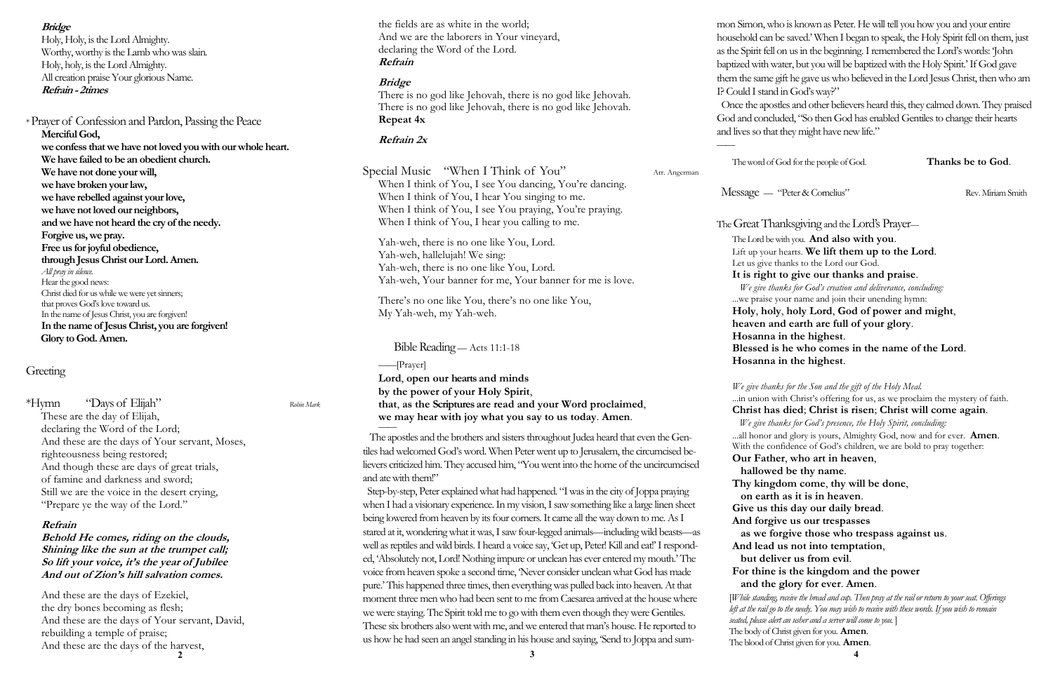**Bridge**

Holy, Holy, is the Lord Almighty.
Worthy, worthy is the Lamb who was slain.
Holy, holy, is the Lord Almighty.
All creation praise Your glorious Name.
***Refrain - 2times***

* Prayer of Confession and Pardon, Passing the Peace

**Merciful God,
we confess that we have not loved you with our whole heart.
We have failed to be an obedient church.
We have not done your will,
we have broken your law,
we have rebelled against your love,
we have not loved our neighbors,
and we have not heard the cry of the needy.
Forgive us, we pray.
Free us for joyful obedience,
through Jesus Christ our Lord. Amen.**

*All pray in silence.*
Hear the good news:
Christ died for us while we were yet sinners;
that proves God's love toward us.
In the name of Jesus Christ, you are forgiven!
**In the name of Jesus Christ, you are forgiven!
Glory to God. Amen.**

Greeting

*Hymn "Days of Elijah" *Robin Mark*

These are the day of Elijah,
declaring the Word of the Lord;
And these are the days of Your servant, Moses,
righteousness being restored;
And though these are days of great trials,
of famine and darkness and sword;
Still we are the voice in the desert crying,
"Prepare ye the way of the Lord."

**Refrain**

***Behold He comes, riding on the clouds,
Shining like the sun at the trumpet call;
So lift your voice, it's the year of Jubilee
And out of Zion's hill salvation comes.***

And these are the days of Ezekiel,
the dry bones becoming as flesh;
And these are the days of Your servant, David,
rebuilding a temple of praise;
And these are the days of the harvest,
the fields are as white in the world;
And we are the laborers in Your vineyard,
declaring the Word of the Lord.
***Refrain***

**Bridge**

There is no god like Jehovah, there is no god like Jehovah.
There is no god like Jehovah, there is no god like Jehovah.
**Repeat 4x**

***Refrain 2x***

Special Music "When I Think of You" Arr. Angerman

When I think of You, I see You dancing, You're dancing.
When I think of You, I hear You singing to me.
When I think of You, I see You praying, You're praying.
When I think of You, I hear you calling to me.

Yah-weh, there is no one like You, Lord.
Yah-weh, hallelujah! We sing:
Yah-weh, there is no one like You, Lord.
Yah-weh, Your banner for me, Your banner for me is love.

There's no one like You, there's no one like You,
My Yah-weh, my Yah-weh.

Bible Reading — Acts 11:1-18

——[Prayer]
**Lord, open our hearts and minds
by the power of your Holy Spirit,
that, as the Scriptures are read and your Word proclaimed,
we may hear with joy what you say to us today. Amen.**
——

The apostles and the brothers and sisters throughout Judea heard that even the Gentiles had welcomed God's word. When Peter went up to Jerusalem, the circumcised believers criticized him. They accused him, "You went into the home of the uncircumcised and ate with them!"

Step-by-step, Peter explained what had happened. "I was in the city of Joppa praying when I had a visionary experience. In my vision, I saw something like a large linen sheet being lowered from heaven by its four corners. It came all the way down to me. As I stared at it, wondering what it was, I saw four-legged animals—including wild beasts—as well as reptiles and wild birds. I heard a voice say, 'Get up, Peter! Kill and eat!' I responded, 'Absolutely not, Lord! Nothing impure or unclean has ever entered my mouth.' The voice from heaven spoke a second time, 'Never consider unclean what God has made pure.' This happened three times, then everything was pulled back into heaven. At that moment three men who had been sent to me from Caesarea arrived at the house where we were staying. The Spirit told me to go with them even though they were Gentiles. These six brothers also went with me, and we entered that man's house. He reported to us how he had seen an angel standing in his house and saying, 'Send to Joppa and summon Simon, who is known as Peter. He will tell you how you and your entire household can be saved.' When I began to speak, the Holy Spirit fell on them, just as the Spirit fell on us in the beginning. I remembered the Lord's words: 'John baptized with water, but you will be baptized with the Holy Spirit.' If God gave them the same gift he gave us who believed in the Lord Jesus Christ, then who am I? Could I stand in God's way?"

Once the apostles and other believers heard this, they calmed down. They praised God and concluded, "So then God has enabled Gentiles to change their hearts and lives so that they might have new life."
——

The word of God for the people of God. **Thanks be to God.**

Message — "Peter & Cornelius" Rev. Miriam Smith

The Great Thanksgiving and the Lord's Prayer—

The Lord be with you. **And also with you.**
Lift up your hearts. **We lift them up to the Lord.**
Let us give thanks to the Lord our God.
**It is right to give our thanks and praise.**
*We give thanks for God's creation and deliverance, concluding:*
...we praise your name and join their unending hymn:
**Holy, holy, holy Lord, God of power and might,
heaven and earth are full of your glory.
Hosanna in the highest.
Blessed is he who comes in the name of the Lord.
Hosanna in the highest.**

*We give thanks for the Son and the gift of the Holy Meal.*
...in union with Christ's offering for us, as we proclaim the mystery of faith.
**Christ has died; Christ is risen; Christ will come again.**
*We give thanks for God's presence, the Holy Spirit, concluding:*
...all honor and glory is yours, Almighty God, now and for ever. **Amen.**
With the confidence of God's children, we are bold to pray together:
**Our Father, who art in heaven,
hallowed be thy name.
Thy kingdom come, thy will be done,
on earth as it is in heaven.
Give us this day our daily bread.
And forgive us our trespasses
as we forgive those who trespass against us.
And lead us not into temptation,
but deliver us from evil.
For thine is the kingdom and the power
and the glory for ever. Amen.**

[*While standing, receive the bread and cup. Then pray at the rail or return to your seat. Offerings left at the rail go to the needy. You may wish to receive with these words. If you wish to remain seated, please alert an usher and a server will come to you.*]
The body of Christ given for you. **Amen.**
The blood of Christ given for you. **Amen.**